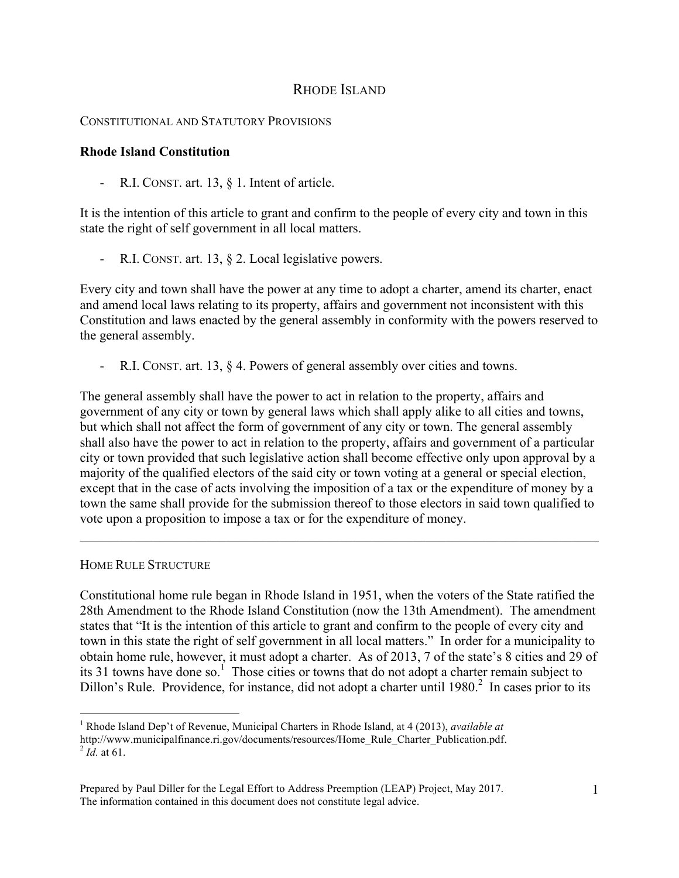# RHODE ISLAND

## CONSTITUTIONAL AND STATUTORY PROVISIONS

### Rhode Island Constitution

- R.I. CONST. art. 13, § 1. Intent of article.

It is the intention of this article to grant and confirm to the people of every city and town in this state the right of self government in all local matters.

- R.I. CONST. art. 13, § 2. Local legislative powers.

Every city and town shall have the power at any time to adopt a charter, amend its charter, enact and amend local laws relating to its property, affairs and government not inconsistent with this Constitution and laws enacted by the general assembly in conformity with the powers reserved to the general assembly.

- R.I. CONST. art. 13, § 4. Powers of general assembly over cities and towns.

The general assembly shall have the power to act in relation to the property, affairs and government of any city or town by general laws which shall apply alike to all cities and towns, but which shall not affect the form of government of any city or town. The general assembly shall also have the power to act in relation to the property, affairs and government of a particular city or town provided that such legislative action shall become effective only upon approval by a majority of the qualified electors of the said city or town voting at a general or special election, except that in the case of acts involving the imposition of a tax or the expenditure of money by a town the same shall provide for the submission thereof to those electors in said town qualified to vote upon a proposition to impose a tax or for the expenditure of money.

---

## HOME RULE STRUCTURE

Constitutional home rule began in Rhode Island in 1951, when the voters of the State ratified the 28th Amendment to the Rhode Island Constitution (now the 13th Amendment). The amendment states that "It is the intention of this article to grant and confirm to the people of every city and town in this state the right of self government in all local matters." In order for a municipality to obtain home rule, however, it must adopt a charter. As of 2013, 7 of the state's 8 cities and 29 of its 31 towns have done so.[1] Those cities or towns that do not adopt a charter remain subject to Dillon's Rule. Providence, for instance, did not adopt a charter until 1980.[2] In cases prior to its

[1] Rhode Island Dep't of Revenue, Municipal Charters in Rhode Island, at 4 (2013), *available at* http://www.municipalfinance.ri.gov/documents/resources/Home_Rule_Charter_Publication.pdf.

[2] *Id.* at 61.

Prepared by Paul Diller for the Legal Effort to Address Preemption (LEAP) Project, May 2017. The information contained in this document does not constitute legal advice.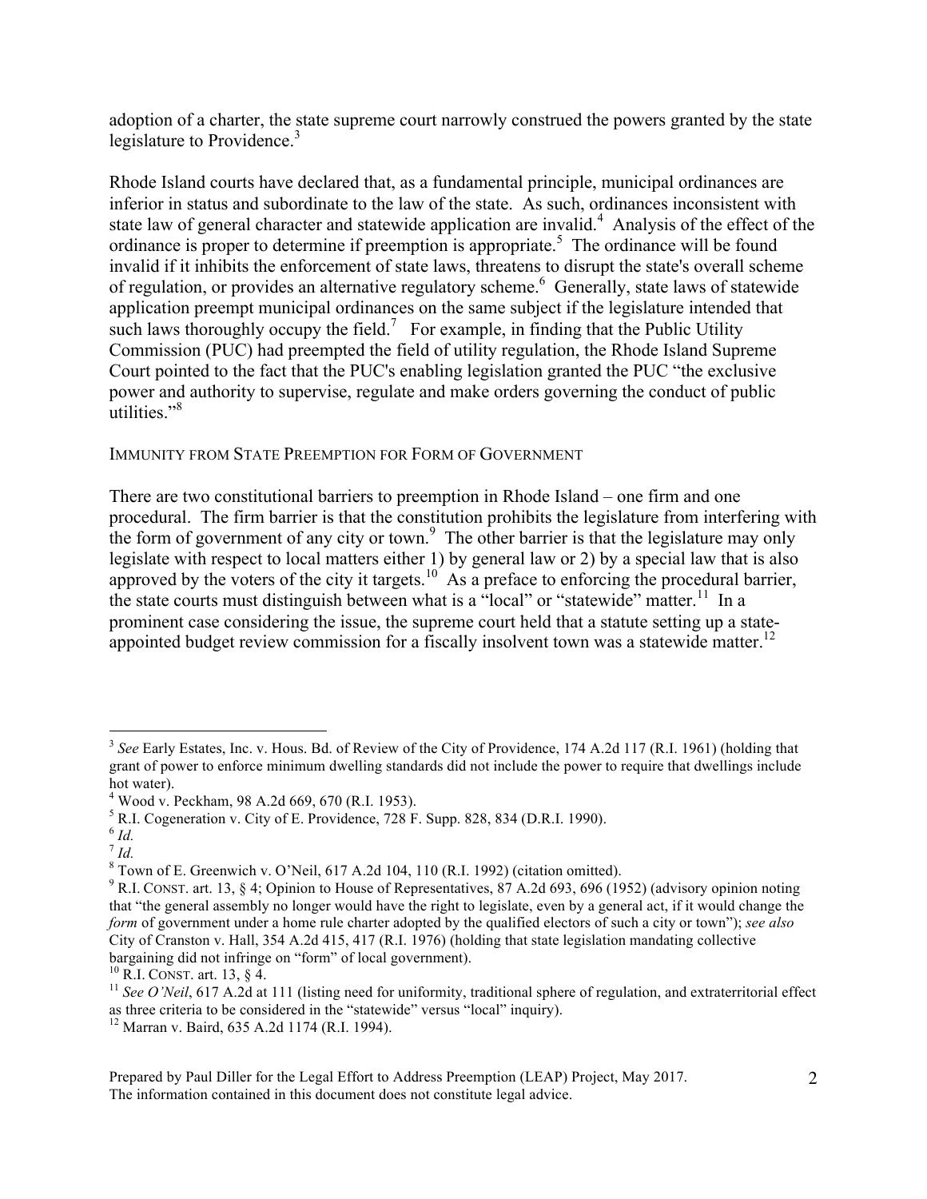adoption of a charter, the state supreme court narrowly construed the powers granted by the state legislature to Providence.[3]

Rhode Island courts have declared that, as a fundamental principle, municipal ordinances are inferior in status and subordinate to the law of the state. As such, ordinances inconsistent with state law of general character and statewide application are invalid.[4] Analysis of the effect of the ordinance is proper to determine if preemption is appropriate.[5] The ordinance will be found invalid if it inhibits the enforcement of state laws, threatens to disrupt the state's overall scheme of regulation, or provides an alternative regulatory scheme.[6] Generally, state laws of statewide application preempt municipal ordinances on the same subject if the legislature intended that such laws thoroughly occupy the field.[7] For example, in finding that the Public Utility Commission (PUC) had preempted the field of utility regulation, the Rhode Island Supreme Court pointed to the fact that the PUC's enabling legislation granted the PUC "the exclusive power and authority to supervise, regulate and make orders governing the conduct of public utilities."[8]

### IMMUNITY FROM STATE PREEMPTION FOR FORM OF GOVERNMENT

There are two constitutional barriers to preemption in Rhode Island – one firm and one procedural. The firm barrier is that the constitution prohibits the legislature from interfering with the form of government of any city or town.[9] The other barrier is that the legislature may only legislate with respect to local matters either 1) by general law or 2) by a special law that is also approved by the voters of the city it targets.[10] As a preface to enforcing the procedural barrier, the state courts must distinguish between what is a "local" or "statewide" matter.[11] In a prominent case considering the issue, the supreme court held that a statute setting up a state-appointed budget review commission for a fiscally insolvent town was a statewide matter.[12]

---

[3] *See* Early Estates, Inc. v. Hous. Bd. of Review of the City of Providence, 174 A.2d 117 (R.I. 1961) (holding that grant of power to enforce minimum dwelling standards did not include the power to require that dwellings include hot water).

[4] Wood v. Peckham, 98 A.2d 669, 670 (R.I. 1953).

[5] R.I. Cogeneration v. City of E. Providence, 728 F. Supp. 828, 834 (D.R.I. 1990).

[6] *Id.*

[7] *Id.*

[8] Town of E. Greenwich v. O'Neil, 617 A.2d 104, 110 (R.I. 1992) (citation omitted).

[9] R.I. CONST. art. 13, § 4; Opinion to House of Representatives, 87 A.2d 693, 696 (1952) (advisory opinion noting that "the general assembly no longer would have the right to legislate, even by a general act, if it would change the *form* of government under a home rule charter adopted by the qualified electors of such a city or town"); *see also* City of Cranston v. Hall, 354 A.2d 415, 417 (R.I. 1976) (holding that state legislation mandating collective bargaining did not infringe on "form" of local government).

[10] R.I. CONST. art. 13, § 4.

[11] *See O'Neil*, 617 A.2d at 111 (listing need for uniformity, traditional sphere of regulation, and extraterritorial effect as three criteria to be considered in the "statewide" versus "local" inquiry).

[12] Marran v. Baird, 635 A.2d 1174 (R.I. 1994).

Prepared by Paul Diller for the Legal Effort to Address Preemption (LEAP) Project, May 2017.
The information contained in this document does not constitute legal advice.